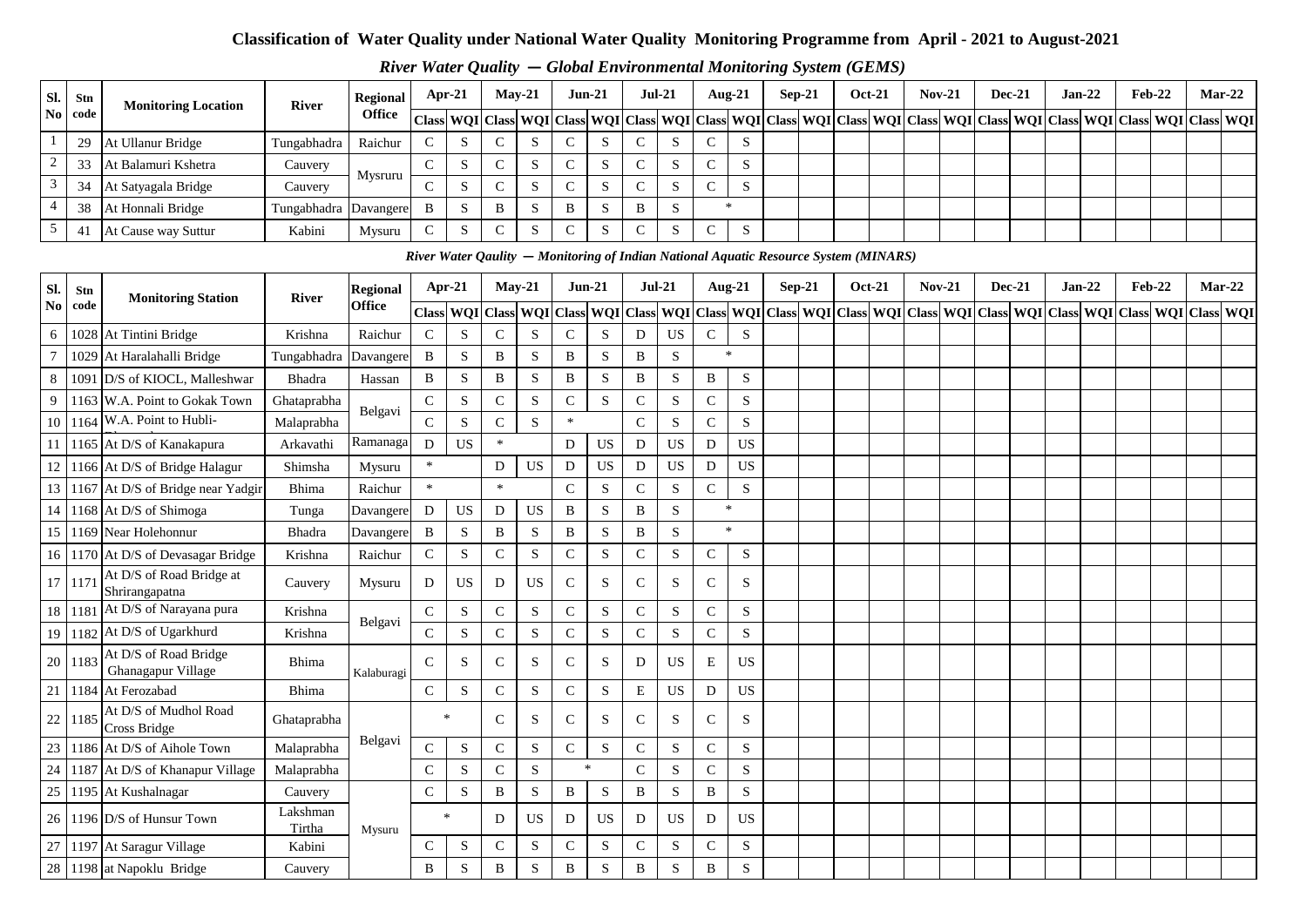# Classification of Water Quality under National Water Quality Monitoring Programme from April - 2021 to August-2021

## *River Water Quality — Global Environmental Monitoring System (GEMS)*

| Sl. No | Stn code | Monitoring Location | River | Regional Office | Apr-21 | | May-21 | | Jun-21 | | Jul-21 | | Aug-21 | | Sep-21 | | Oct-21 | | Nov-21 | | Dec-21 | | Jan-22 | | Feb-22 | | Mar-22 | |
|---|---|---|---|---|---|---|---|---|---|---|---|---|---|---|---|---|---|---|---|---|---|---|---|---|---|---|---|---|
| | | | | | Class | WQI | Class | WQI | Class | WQI | Class | WQI | Class | WQI | Class | WQI | Class | WQI | Class | WQI | Class | WQI | Class | WQI | Class | WQI | Class | WQI |
| 1 | 29 | At Ullanur Bridge | Tungabhadra | Raichur | C | S | C | S | C | S | C | S | C | S | | | | | | | | | | | | | | |
| 2 | 33 | At Balamuri Kshetra | Cauvery | Mysruru | C | S | C | S | C | S | C | S | C | S | | | | | | | | | | | | | | |
| 3 | 34 | At Satyagala Bridge | Cauvery | | C | S | C | S | C | S | C | S | C | S | | | | | | | | | | | | | | |
| 4 | 38 | At Honnali Bridge | Tungabhadra | Davangere | B | S | B | S | B | S | B | S | * | | | | | | | | | | | | | | | |
| 5 | 41 | At Cause way Suttur | Kabini | Mysuru | C | S | C | S | C | S | C | S | C | S | | | | | | | | | | | | | | |

## *River Water Qaulity — Monitoring of Indian National Aquatic Resource System (MINARS)*

| Sl. No | Stn code | Monitoring Station | River | Regional Office | Apr-21 | | May-21 | | Jun-21 | | Jul-21 | | Aug-21 | | Sep-21 | | Oct-21 | | Nov-21 | | Dec-21 | | Jan-22 | | Feb-22 | | Mar-22 | |
|---|---|---|---|---|---|---|---|---|---|---|---|---|---|---|---|---|---|---|---|---|---|---|---|---|---|---|---|---|
| | | | | | Class | WQI | Class | WQI | Class | WQI | Class | WQI | Class | WQI | Class | WQI | Class | WQI | Class | WQI | Class | WQI | Class | WQI | Class | WQI | Class | WQI |
| 6 | 1028 | At Tintini Bridge | Krishna | Raichur | C | S | C | S | C | S | D | US | C | S | | | | | | | | | | | | | | |
| 7 | 1029 | At Haralahalli Bridge | Tungabhadra | Davangere | B | S | B | S | B | S | B | S | * | | | | | | | | | | | | | | | |
| 8 | 1091 | D/S of KIOCL, Malleshwar | Bhadra | Hassan | B | S | B | S | B | S | B | S | B | S | | | | | | | | | | | | | | |
| 9 | 1163 | W.A. Point to Gokak Town | Ghataprabha | Belgavi | C | S | C | S | C | S | C | S | C | S | | | | | | | | | | | | | | |
| 10 | 1164 | W.A. Point to Hubli- | Malaprabha | | C | S | C | S | * | | C | S | C | S | | | | | | | | | | | | | | |
| 11 | 1165 | At D/S of Kanakapura | Arkavathi | Ramanaga | D | US | * | | D | US | D | US | D | US | | | | | | | | | | | | | | |
| 12 | 1166 | At D/S of Bridge Halagur | Shimsha | Mysuru | * | | D | US | D | US | D | US | D | US | | | | | | | | | | | | | | |
| 13 | 1167 | At D/S of Bridge near Yadgir | Bhima | Raichur | * | | * | | C | S | C | S | C | S | | | | | | | | | | | | | | |
| 14 | 1168 | At D/S of Shimoga | Tunga | Davangere | D | US | D | US | B | S | B | S | * | | | | | | | | | | | | | | | |
| 15 | 1169 | Near Holehonnur | Bhadra | Davangere | B | S | B | S | B | S | B | S | * | | | | | | | | | | | | | | | |
| 16 | 1170 | At D/S of Devasagar Bridge | Krishna | Raichur | C | S | C | S | C | S | C | S | C | S | | | | | | | | | | | | | | |
| 17 | 1171 | At D/S of Road Bridge at Shrirangapatna | Cauvery | Mysuru | D | US | D | US | C | S | C | S | C | S | | | | | | | | | | | | | | |
| 18 | 1181 | At D/S of Narayana pura | Krishna | Belgavi | C | S | C | S | C | S | C | S | C | S | | | | | | | | | | | | | | |
| 19 | 1182 | At D/S of Ugarkhurd | Krishna | | C | S | C | S | C | S | C | S | C | S | | | | | | | | | | | | | | |
| 20 | 1183 | At D/S of Road Bridge Ghanagapur Village | Bhima | Kalaburagi | C | S | C | S | C | S | D | US | E | US | | | | | | | | | | | | | | |
| 21 | 1184 | At Ferozabad | Bhima | | C | S | C | S | C | S | E | US | D | US | | | | | | | | | | | | | | |
| 22 | 1185 | At D/S of Mudhol Road Cross Bridge | Ghataprabha | Belgavi | * | | C | S | C | S | C | S | C | S | | | | | | | | | | | | | | |
| 23 | 1186 | At D/S of Aihole Town | Malaprabha | | C | S | C | S | C | S | C | S | C | S | | | | | | | | | | | | | | |
| 24 | 1187 | At D/S of Khanapur Village | Malaprabha | | C | S | C | S | * | | C | S | C | S | | | | | | | | | | | | | | |
| 25 | 1195 | At Kushalnagar | Cauvery | Mysuru | C | S | B | S | B | S | B | S | B | S | | | | | | | | | | | | | | |
| 26 | 1196 | D/S of Hunsur Town | Lakshman Tirtha | | * | | D | US | D | US | D | US | D | US | | | | | | | | | | | | | | |
| 27 | 1197 | At Saragur Village | Kabini | | C | S | C | S | C | S | C | S | C | S | | | | | | | | | | | | | | |
| 28 | 1198 | at Napoklu Bridge | Cauvery | | B | S | B | S | B | S | B | S | B | S | | | | | | | | | | | | | | |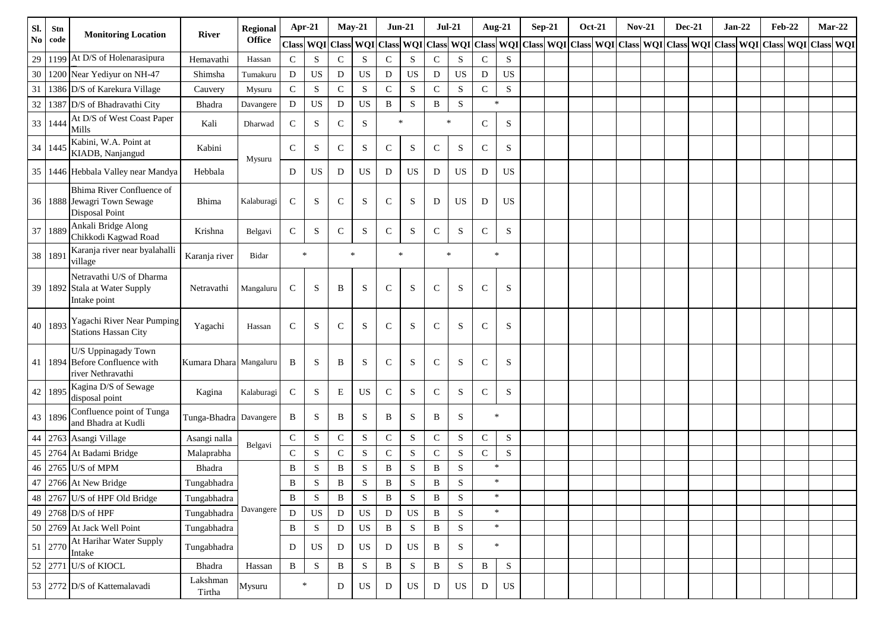| Sl. No | Stn code | Monitoring Location | River | Regional Office | Apr-21 | | May-21 | | Jun-21 | | Jul-21 | | Aug-21 | | Sep-21 | | Oct-21 | | Nov-21 | | Dec-21 | | Jan-22 | | Feb-22 | | Mar-22 | |
|---|---|---|---|---|---|---|---|---|---|---|---|---|---|---|---|---|---|---|---|---|---|---|---|---|---|---|---|---|
| | | | | | Class | WQI | Class | WQI | Class | WQI | Class | WQI | Class | WQI | Class | WQI | Class | WQI | Class | WQI | Class | WQI | Class | WQI | Class | WQI | Class | WQI |
| 29 | 1199 | At D/S of Holenarasipura | Hemavathi | Hassan | C | S | C | S | C | S | C | S | C | S | | | | | | | | | | | | | | |
| 30 | 1200 | Near Yediyur on NH-47 | Shimsha | Tumakuru | D | US | D | US | D | US | D | US | D | US | | | | | | | | | | | | | | |
| 31 | 1386 | D/S of Karekura Village | Cauvery | Mysuru | C | S | C | S | C | S | C | S | C | S | | | | | | | | | | | | | | |
| 32 | 1387 | D/S of Bhadravathi City | Bhadra | Davangere | D | US | D | US | B | S | B | S | * | | | | | | | | | | | | | | | |
| 33 | 1444 | At D/S of West Coast Paper Mills | Kali | Dharwad | C | S | C | S | * | | * | | C | S | | | | | | | | | | | | | | |
| 34 | 1445 | Kabini, W.A. Point at KIADB, Nanjangud | Kabini | Mysuru | C | S | C | S | C | S | C | S | C | S | | | | | | | | | | | | | | |
| 35 | 1446 | Hebbala Valley near Mandya | Hebbala | | D | US | D | US | D | US | D | US | D | US | | | | | | | | | | | | | | |
| 36 | 1888 | Bhima River Confluence of Jewagri Town Sewage Disposal Point | Bhima | Kalaburagi | C | S | C | S | C | S | D | US | D | US | | | | | | | | | | | | | | |
| 37 | 1889 | Ankali Bridge Along Chikkodi Kagwad Road | Krishna | Belgavi | C | S | C | S | C | S | C | S | C | S | | | | | | | | | | | | | | |
| 38 | 1891 | Karanja river near byalahalli village | Karanja river | Bidar | * | | * | | * | | * | | * | | | | | | | | | | | | | | | |
| 39 | 1892 | Netravathi U/S of Dharma Stala at Water Supply Intake point | Netravathi | Mangaluru | C | S | B | S | C | S | C | S | C | S | | | | | | | | | | | | | | |
| 40 | 1893 | Yagachi River Near Pumping Stations Hassan City | Yagachi | Hassan | C | S | C | S | C | S | C | S | C | S | | | | | | | | | | | | | | |
| 41 | 1894 | U/S Uppinagady Town Before Confluence with river Nethravathi | Kumara Dhara | Mangaluru | B | S | B | S | C | S | C | S | C | S | | | | | | | | | | | | | | |
| 42 | 1895 | Kagina D/S of Sewage disposal point | Kagina | Kalaburagi | C | S | E | US | C | S | C | S | C | S | | | | | | | | | | | | | | |
| 43 | 1896 | Confluence point of Tunga and Bhadra at Kudli | Tunga-Bhadra | Davangere | B | S | B | S | B | S | B | S | * | | | | | | | | | | | | | | | |
| 44 | 2763 | Asangi Village | Asangi nalla | Belgavi | C | S | C | S | C | S | C | S | C | S | | | | | | | | | | | | | | |
| 45 | 2764 | At Badami Bridge | Malaprabha | | C | S | C | S | C | S | C | S | C | S | | | | | | | | | | | | | | |
| 46 | 2765 | U/S of MPM | Bhadra | Davangere | B | S | B | S | B | S | B | S | * | | | | | | | | | | | | | | | |
| 47 | 2766 | At New Bridge | Tungabhadra | | B | S | B | S | B | S | B | S | * | | | | | | | | | | | | | | | |
| 48 | 2767 | U/S of HPF Old Bridge | Tungabhadra | | B | S | B | S | B | S | B | S | * | | | | | | | | | | | | | | | |
| 49 | 2768 | D/S of HPF | Tungabhadra | | D | US | D | US | D | US | B | S | * | | | | | | | | | | | | | | | |
| 50 | 2769 | At Jack Well Point | Tungabhadra | | B | S | D | US | B | S | B | S | * | | | | | | | | | | | | | | | |
| 51 | 2770 | At Harihar Water Supply Intake | Tungabhadra | | D | US | D | US | D | US | B | S | * | | | | | | | | | | | | | | | |
| 52 | 2771 | U/S of KIOCL | Bhadra | Hassan | B | S | B | S | B | S | B | S | B | S | | | | | | | | | | | | | | |
| 53 | 2772 | D/S of Kattemalavadi | Lakshman Tirtha | Mysuru | * | | D | US | D | US | D | US | D | US | | | | | | | | | | | | | | |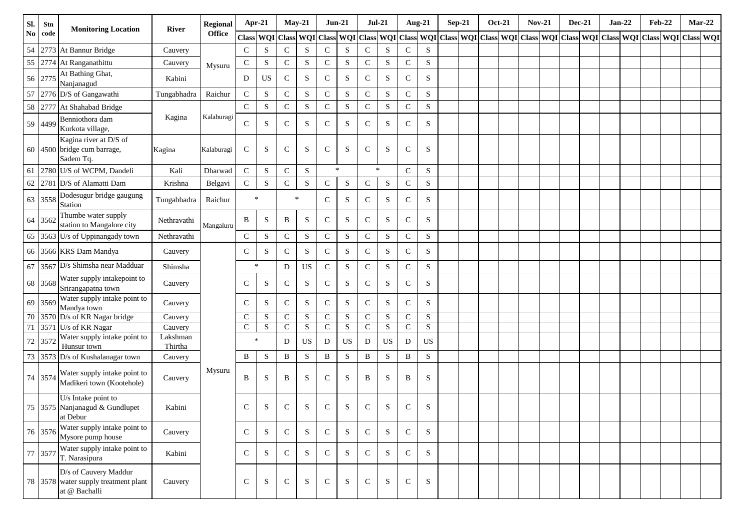| Sl. No | Stn code | Monitoring Location | River | Regional Office | Apr-21 | | May-21 | | Jun-21 | | Jul-21 | | Aug-21 | | Sep-21 | | Oct-21 | | Nov-21 | | Dec-21 | | Jan-22 | | Feb-22 | | Mar-22 | |
|---|---|---|---|---|---|---|---|---|---|---|---|---|---|---|---|---|---|---|---|---|---|---|---|---|---|---|---|---|
| | | | | | Class | WQI | Class | WQI | Class | WQI | Class | WQI | Class | WQI | Class | WQI | Class | WQI | Class | WQI | Class | WQI | Class | WQI | Class | WQI | Class | WQI |
| 54 | 2773 | At Bannur Bridge | Cauvery | Mysuru | C | S | C | S | C | S | C | S | C | S | | | | | | | | | | | | | | |
| 55 | 2774 | At Ranganathittu | Cauvery | | C | S | C | S | C | S | C | S | C | S | | | | | | | | | | | | | | |
| 56 | 2775 | At Bathing Ghat, Nanjanagud | Kabini | | D | US | C | S | C | S | C | S | C | S | | | | | | | | | | | | | | |
| 57 | 2776 | D/S of Gangawathi | Tungabhadra | Raichur | C | S | C | S | C | S | C | S | C | S | | | | | | | | | | | | | | |
| 58 | 2777 | At Shahabad Bridge | Kagina | Kalaburagi | C | S | C | S | C | S | C | S | C | S | | | | | | | | | | | | | | |
| 59 | 4499 | Benniothora dam Kurkota village, | | | C | S | C | S | C | S | C | S | C | S | | | | | | | | | | | | | | |
| 60 | 4500 | Kagina river at D/S of bridge cum barrage, Sadem Tq. | Kagina | Kalaburagi | C | S | C | S | C | S | C | S | C | S | | | | | | | | | | | | | | |
| 61 | 2780 | U/S of WCPM, Dandeli | Kali | Dharwad | C | S | C | S | * | | * | | C | S | | | | | | | | | | | | | | |
| 62 | 2781 | D/S of Alamatti Dam | Krishna | Belgavi | C | S | C | S | C | S | C | S | C | S | | | | | | | | | | | | | | |
| 63 | 3558 | Dodesugur bridge gaugung Station | Tungabhadra | Raichur | * | | * | | C | S | C | S | C | S | | | | | | | | | | | | | | |
| 64 | 3562 | Thumbe water supply station to Mangalore city | Nethravathi | Mangaluru | B | S | B | S | C | S | C | S | C | S | | | | | | | | | | | | | | |
| 65 | 3563 | U/s of Uppinangady town | Nethravathi | | C | S | C | S | C | S | C | S | C | S | | | | | | | | | | | | | | |
| 66 | 3566 | KRS Dam Mandya | Cauvery | Mysuru | C | S | C | S | C | S | C | S | C | S | | | | | | | | | | | | | | |
| 67 | 3567 | D/s Shimsha near Madduar | Shimsha | | * | | D | US | C | S | C | S | C | S | | | | | | | | | | | | | | |
| 68 | 3568 | Water supply intakepoint to Srirangapatna town | Cauvery | | C | S | C | S | C | S | C | S | C | S | | | | | | | | | | | | | | |
| 69 | 3569 | Water supply intake point to Mandya town | Cauvery | | C | S | C | S | C | S | C | S | C | S | | | | | | | | | | | | | | |
| 70 | 3570 | D/s of KR Nagar bridge | Cauvery | | C | S | C | S | C | S | C | S | C | S | | | | | | | | | | | | | | |
| 71 | 3571 | U/s of KR Nagar | Cauvery | | C | S | C | S | C | S | C | S | C | S | | | | | | | | | | | | | | |
| 72 | 3572 | Water supply intake point to Hunsur town | Lakshman Thirtha | | * | | D | US | D | US | D | US | D | US | | | | | | | | | | | | | | |
| 73 | 3573 | D/s of Kushalanagar town | Cauvery | | B | S | B | S | B | S | B | S | B | S | | | | | | | | | | | | | | |
| 74 | 3574 | Water supply intake point to Madikeri town (Kootehole) | Cauvery | | B | S | B | S | C | S | B | S | B | S | | | | | | | | | | | | | | |
| 75 | 3575 | U/s Intake point to Nanjanagud & Gundlupet at Debur | Kabini | | C | S | C | S | C | S | C | S | C | S | | | | | | | | | | | | | | |
| 76 | 3576 | Water supply intake point to Mysore pump house | Cauvery | | C | S | C | S | C | S | C | S | C | S | | | | | | | | | | | | | | |
| 77 | 3577 | Water supply intake point to T. Narasipura | Kabini | | C | S | C | S | C | S | C | S | C | S | | | | | | | | | | | | | | |
| 78 | 3578 | D/s of Cauvery Maddur water supply treatment plant at @ Bachalli | Cauvery | | C | S | C | S | C | S | C | S | C | S | | | | | | | | | | | | | | |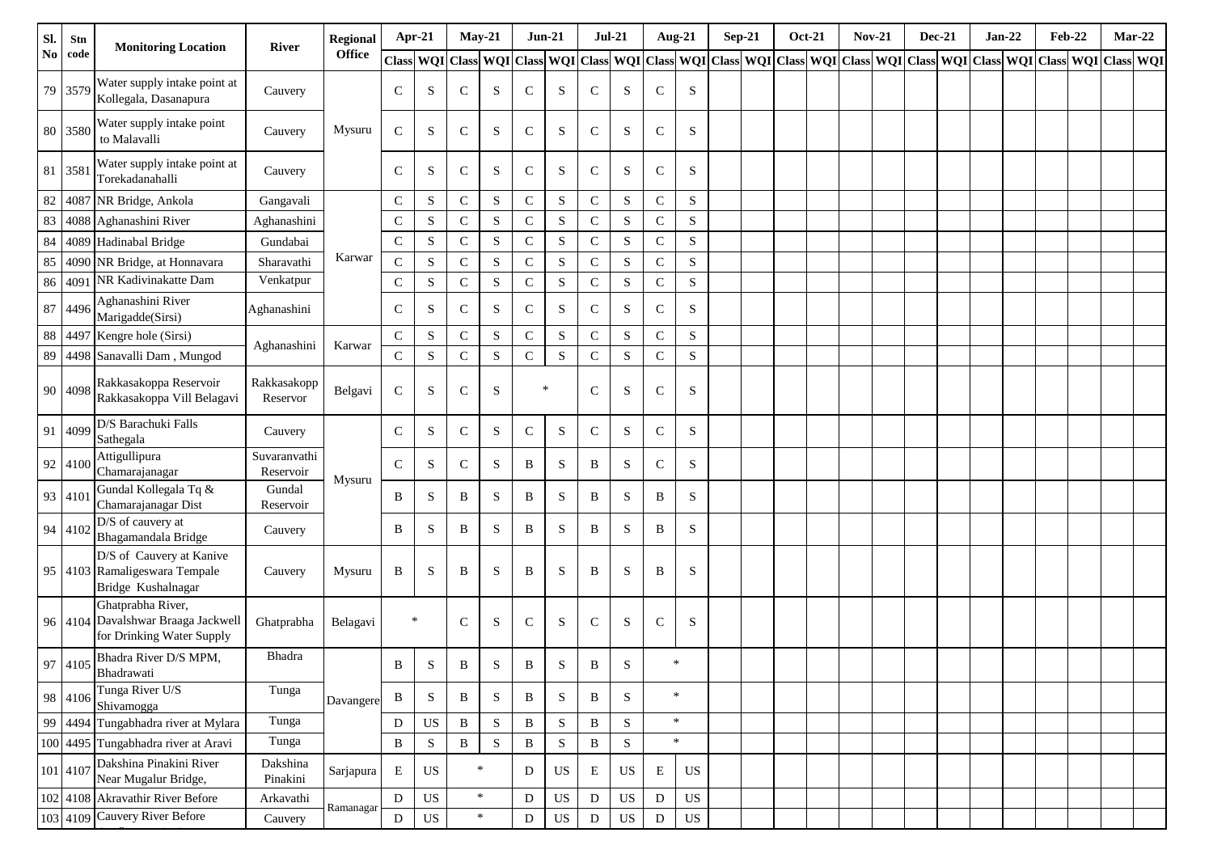| Sl. No | Stn code | Monitoring Location | River | Regional Office | Apr-21 | | May-21 | | Jun-21 | | Jul-21 | | Aug-21 | | Sep-21 | | Oct-21 | | Nov-21 | | Dec-21 | | Jan-22 | | Feb-22 | | Mar-22 | |
|---|---|---|---|---|---|---|---|---|---|---|---|---|---|---|---|---|---|---|---|---|---|---|---|---|---|---|---|---|
| | | | | | Class | WQI | Class | WQI | Class | WQI | Class | WQI | Class | WQI | Class | WQI | Class | WQI | Class | WQI | Class | WQI | Class | WQI | Class | WQI | Class | WQI |
| 79 | 3579 | Water supply intake point at Kollegala, Dasanapura | Cauvery | Mysuru | C | S | C | S | C | S | C | S | C | S | | | | | | | | | | | | | | |
| 80 | 3580 | Water supply intake point to Malavalli | Cauvery | | C | S | C | S | C | S | C | S | C | S | | | | | | | | | | | | | | |
| 81 | 3581 | Water supply intake point at Torekadanahalli | Cauvery | | C | S | C | S | C | S | C | S | C | S | | | | | | | | | | | | | | |
| 82 | 4087 | NR Bridge, Ankola | Gangavali | Karwar | C | S | C | S | C | S | C | S | C | S | | | | | | | | | | | | | | |
| 83 | 4088 | Aghanashini River | Aghanashini | | C | S | C | S | C | S | C | S | C | S | | | | | | | | | | | | | | |
| 84 | 4089 | Hadinabal Bridge | Gundabai | | C | S | C | S | C | S | C | S | C | S | | | | | | | | | | | | | | |
| 85 | 4090 | NR Bridge, at Honnavara | Sharavathi | | C | S | C | S | C | S | C | S | C | S | | | | | | | | | | | | | | |
| 86 | 4091 | NR Kadivinakatte Dam | Venkatpur | | C | S | C | S | C | S | C | S | C | S | | | | | | | | | | | | | | |
| 87 | 4496 | Aghanashini River Marigadde(Sirsi) | Aghanashini | | C | S | C | S | C | S | C | S | C | S | | | | | | | | | | | | | | |
| 88 | 4497 | Kengre hole (Sirsi) | Aghanashini | Karwar | C | S | C | S | C | S | C | S | C | S | | | | | | | | | | | | | | |
| 89 | 4498 | Sanavalli Dam , Mungod | | | C | S | C | S | C | S | C | S | C | S | | | | | | | | | | | | | | |
| 90 | 4098 | Rakkasakoppa Reservoir Rakkasakoppa Vill Belagavi | Rakkasakopp Reservor | Belgavi | C | S | C | S | * | | C | S | C | S | | | | | | | | | | | | | | |
| 91 | 4099 | D/S Barachuki Falls Sathegala | Cauvery | Mysuru | C | S | C | S | C | S | C | S | C | S | | | | | | | | | | | | | | |
| 92 | 4100 | Attigullipura Chamarajanagar | Suvaranvathi Reservoir | | C | S | C | S | B | S | B | S | C | S | | | | | | | | | | | | | | |
| 93 | 4101 | Gundal Kollegala Tq & Chamarajanagar Dist | Gundal Reservoir | | B | S | B | S | B | S | B | S | B | S | | | | | | | | | | | | | | |
| 94 | 4102 | D/S of cauvery at Bhagamandala Bridge | Cauvery | | B | S | B | S | B | S | B | S | B | S | | | | | | | | | | | | | | |
| 95 | 4103 | D/S of Cauvery at Kanive Ramaligeswara Tempale Bridge Kushalnagar | Cauvery | Mysuru | B | S | B | S | B | S | B | S | B | S | | | | | | | | | | | | | | |
| 96 | 4104 | Ghatprabha River, Davalshwar Braaga Jackwell for Drinking Water Supply | Ghatprabha | Belagavi | * | | C | S | C | S | C | S | C | S | | | | | | | | | | | | | | |
| 97 | 4105 | Bhadra River D/S MPM, Bhadrawati | Bhadra | Davangere | B | S | B | S | B | S | B | S | * | | | | | | | | | | | | | | | |
| 98 | 4106 | Tunga River U/S Shivamogga | Tunga | | B | S | B | S | B | S | B | S | * | | | | | | | | | | | | | | | |
| 99 | 4494 | Tungabhadra river at Mylara | Tunga | | D | US | B | S | B | S | B | S | * | | | | | | | | | | | | | | | |
| 100 | 4495 | Tungabhadra river at Aravi | Tunga | | B | S | B | S | B | S | B | S | * | | | | | | | | | | | | | | | |
| 101 | 4107 | Dakshina Pinakini River Near Mugalur Bridge, | Dakshina Pinakini | Sarjapura | E | US | * | | D | US | E | US | E | US | | | | | | | | | | | | | | |
| 102 | 4108 | Akravathir River Before | Arkavathi | Ramanagar | D | US | * | | D | US | D | US | D | US | | | | | | | | | | | | | | |
| 103 | 4109 | Cauvery River Before | Cauvery | | D | US | * | | D | US | D | US | D | US | | | | | | | | | | | | | | |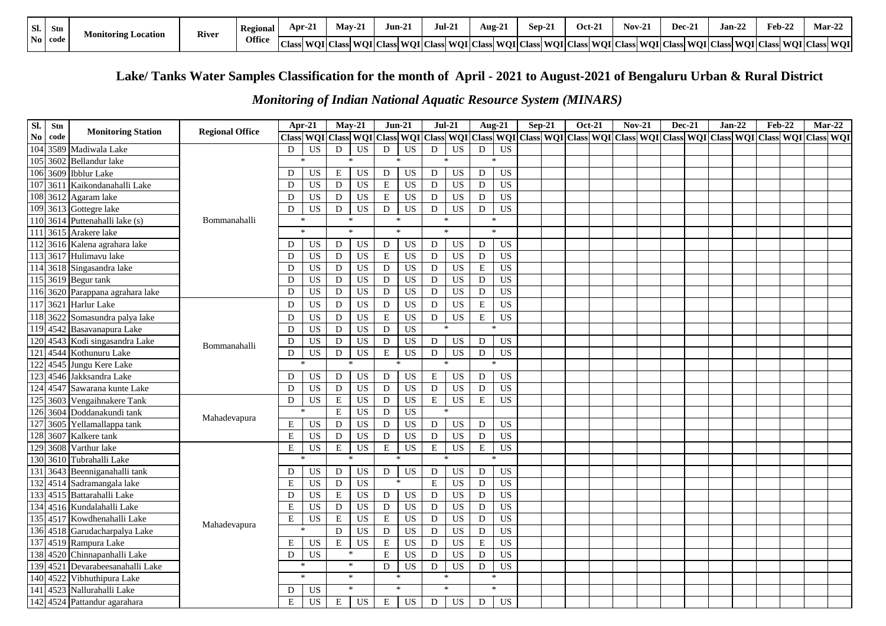| Sl. No | Stn code | Monitoring Location | River | Regional Office | Apr-21 | | May-21 | | Jun-21 | | Jul-21 | | Aug-21 | | Sep-21 | | Oct-21 | | Nov-21 | | Dec-21 | | Jan-22 | | Feb-22 | | Mar-22 | |
|---|---|---|---|---|---|---|---|---|---|---|---|---|---|---|---|---|---|---|---|---|---|---|---|---|---|---|---|---|
| | | | | | Class | WQI | Class | WQI | Class | WQI | Class | WQI | Class | WQI | Class | WQI | Class | WQI | Class | WQI | Class | WQI | Class | WQI | Class | WQI | Class | WQI |

## Lake/ Tanks Water Samples Classification for the month of April - 2021 to August-2021 of Bengaluru Urban & Rural District

### *Monitoring of Indian National Aquatic Resource System (MINARS)*

| Sl. No | Stn code | Monitoring Station | Regional Office | Apr-21 | | May-21 | | Jun-21 | | Jul-21 | | Aug-21 | | Sep-21 | | Oct-21 | | Nov-21 | | Dec-21 | | Jan-22 | | Feb-22 | | Mar-22 | |
|---|---|---|---|---|---|---|---|---|---|---|---|---|---|---|---|---|---|---|---|---|---|---|---|---|---|---|---|
| | | | | Class | WQI | Class | WQI | Class | WQI | Class | WQI | Class | WQI | Class | WQI | Class | WQI | Class | WQI | Class | WQI | Class | WQI | Class | WQI | Class | WQI |
| 104 | 3589 | Madiwala Lake | Bommanahalli | D | US | D | US | D | US | D | US | D | US | | | | | | | | | | | | | | |
| 105 | 3602 | Bellandur lake | | * | | * | | * | | * | | * | | | | | | | | | | | | | | | |
| 106 | 3609 | Ibblur Lake | | D | US | E | US | D | US | D | US | D | US | | | | | | | | | | | | | | |
| 107 | 3611 | Kaikondanahalli Lake | | D | US | D | US | E | US | D | US | D | US | | | | | | | | | | | | | | |
| 108 | 3612 | Agaram lake | | D | US | D | US | E | US | D | US | D | US | | | | | | | | | | | | | | |
| 109 | 3613 | Gottegre lake | | D | US | D | US | D | US | D | US | D | US | | | | | | | | | | | | | | |
| 110 | 3614 | Puttenahalli lake (s) | | * | | * | | * | | * | | * | | | | | | | | | | | | | | | |
| 111 | 3615 | Arakere lake | | * | | * | | * | | * | | * | | | | | | | | | | | | | | | |
| 112 | 3616 | Kalena agrahara lake | | D | US | D | US | D | US | D | US | D | US | | | | | | | | | | | | | | |
| 113 | 3617 | Hulimavu lake | | D | US | D | US | E | US | D | US | D | US | | | | | | | | | | | | | | |
| 114 | 3618 | Singasandra lake | | D | US | D | US | D | US | D | US | E | US | | | | | | | | | | | | | | |
| 115 | 3619 | Begur tank | | D | US | D | US | D | US | D | US | D | US | | | | | | | | | | | | | | |
| 116 | 3620 | Parappana agrahara lake | | D | US | D | US | D | US | D | US | D | US | | | | | | | | | | | | | | |
| 117 | 3621 | Harlur Lake | Bommanahalli | D | US | D | US | D | US | D | US | E | US | | | | | | | | | | | | | | |
| 118 | 3622 | Somasundra palya lake | | D | US | D | US | E | US | D | US | E | US | | | | | | | | | | | | | | |
| 119 | 4542 | Basavanapura Lake | | D | US | D | US | D | US | * | | * | | | | | | | | | | | | | | | |
| 120 | 4543 | Kodi singasandra Lake | | D | US | D | US | D | US | D | US | D | US | | | | | | | | | | | | | | |
| 121 | 4544 | Kothunuru Lake | | D | US | D | US | E | US | D | US | D | US | | | | | | | | | | | | | | |
| 122 | 4545 | Jungu Kere Lake | | * | | * | | * | | * | | * | | | | | | | | | | | | | | | |
| 123 | 4546 | Jakksandra Lake | | D | US | D | US | D | US | E | US | D | US | | | | | | | | | | | | | | |
| 124 | 4547 | Sawarana kunte Lake | | D | US | D | US | D | US | D | US | D | US | | | | | | | | | | | | | | |
| 125 | 3603 | Vengaihnakere Tank | Mahadevapura | D | US | E | US | D | US | E | US | E | US | | | | | | | | | | | | | | |
| 126 | 3604 | Doddanakundi tank | | * | | E | US | D | US | * | | | | | | | | | | | | | | | | | |
| 127 | 3605 | Yellamallappa tank | | E | US | D | US | D | US | D | US | D | US | | | | | | | | | | | | | | |
| 128 | 3607 | Kalkere tank | | E | US | D | US | D | US | D | US | D | US | | | | | | | | | | | | | | |
| 129 | 3608 | Varthur lake | Mahadevapura | E | US | E | US | E | US | E | US | E | US | | | | | | | | | | | | | | |
| 130 | 3610 | Tubrahalli Lake | | * | | * | | * | | * | | * | | | | | | | | | | | | | | | |
| 131 | 3643 | Beenniganahalli tank | | D | US | D | US | D | US | D | US | D | US | | | | | | | | | | | | | | |
| 132 | 4514 | Sadramangala lake | | E | US | D | US | * | | E | US | D | US | | | | | | | | | | | | | | |
| 133 | 4515 | Battarahalli Lake | | D | US | E | US | D | US | D | US | D | US | | | | | | | | | | | | | | |
| 134 | 4516 | Kundalahalli Lake | | E | US | D | US | D | US | D | US | D | US | | | | | | | | | | | | | | |
| 135 | 4517 | Kowdhenahalli Lake | | E | US | E | US | E | US | D | US | D | US | | | | | | | | | | | | | | |
| 136 | 4518 | Garudacharpalya Lake | | * | | D | US | D | US | D | US | D | US | | | | | | | | | | | | | | |
| 137 | 4519 | Rampura Lake | | E | US | E | US | E | US | D | US | E | US | | | | | | | | | | | | | | |
| 138 | 4520 | Chinnapanhalli Lake | | D | US | * | | E | US | D | US | D | US | | | | | | | | | | | | | | |
| 139 | 4521 | Devarabeesanahalli Lake | | * | | * | | D | US | D | US | D | US | | | | | | | | | | | | | | |
| 140 | 4522 | Vibhuthipura Lake | | * | | * | | * | | * | | * | | | | | | | | | | | | | | | |
| 141 | 4523 | Nallurahalli Lake | | D | US | * | | * | | * | | * | | | | | | | | | | | | | | | |
| 142 | 4524 | Pattandur agarahara | | E | US | E | US | E | US | D | US | D | US | | | | | | | | | | | | | | |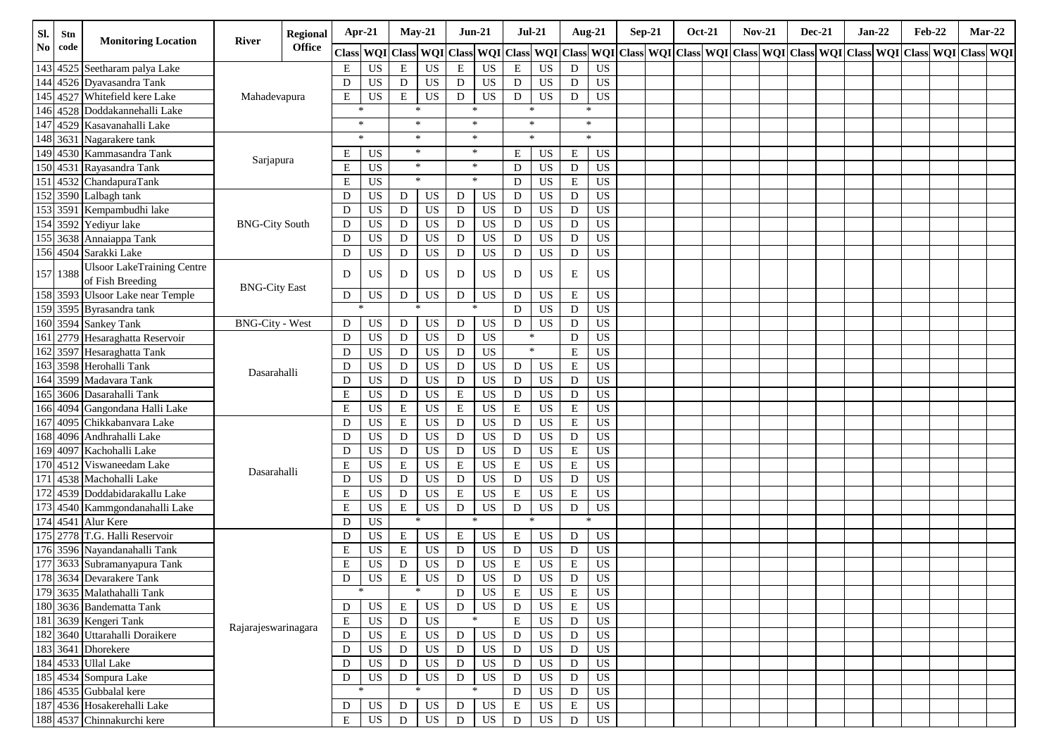| Sl. No | Stn code | Monitoring Location | River | Regional Office | Apr-21 | | May-21 | | Jun-21 | | Jul-21 | | Aug-21 | | Sep-21 | | Oct-21 | | Nov-21 | | Dec-21 | | Jan-22 | | Feb-22 | | Mar-22 | |
|---|---|---|---|---|---|---|---|---|---|---|---|---|---|---|---|---|---|---|---|---|---|---|---|---|---|---|---|---|
| | | | | | Class | WQI | Class | WQI | Class | WQI | Class | WQI | Class | WQI | Class | WQI | Class | WQI | Class | WQI | Class | WQI | Class | WQI | Class | WQI | Class | WQI |
| 143 | 4525 | Seetharam palya Lake | Mahadevapura | | E | US | E | US | E | US | E | US | D | US | | | | | | | | | | | | | | |
| 144 | 4526 | Dyavasandra Tank | | | D | US | D | US | D | US | D | US | D | US | | | | | | | | | | | | | | |
| 145 | 4527 | Whitefield kere Lake | | | E | US | E | US | D | US | D | US | D | US | | | | | | | | | | | | | | |
| 146 | 4528 | Doddakannehalli Lake | | | * | | * | | * | | * | | * | | | | | | | | | | | | | | | |
| 147 | 4529 | Kasavanahalli Lake | | | * | | * | | * | | * | | * | | | | | | | | | | | | | | | |
| 148 | 3631 | Nagarakere tank | Sarjapura | | * | | * | | * | | * | | * | | | | | | | | | | | | | | | |
| 149 | 4530 | Kammasandra Tank | | | E | US | * | | * | | E | US | E | US | | | | | | | | | | | | | | |
| 150 | 4531 | Rayasandra Tank | | | E | US | * | | * | | D | US | D | US | | | | | | | | | | | | | | |
| 151 | 4532 | ChandapuraTank | | | E | US | * | | * | | D | US | E | US | | | | | | | | | | | | | | |
| 152 | 3590 | Lalbagh tank | BNG-City South | | D | US | D | US | D | US | D | US | D | US | | | | | | | | | | | | | | |
| 153 | 3591 | Kempambudhi lake | | | D | US | D | US | D | US | D | US | D | US | | | | | | | | | | | | | | |
| 154 | 3592 | Yediyur lake | | | D | US | D | US | D | US | D | US | D | US | | | | | | | | | | | | | | |
| 155 | 3638 | Annaiappa Tank | | | D | US | D | US | D | US | D | US | D | US | | | | | | | | | | | | | | |
| 156 | 4504 | Sarakki Lake | | | D | US | D | US | D | US | D | US | D | US | | | | | | | | | | | | | | |
| 157 | 1388 | Ulsoor LakeTraining Centre of Fish Breeding | BNG-City East | | D | US | D | US | D | US | D | US | E | US | | | | | | | | | | | | | | |
| 158 | 3593 | Ulsoor Lake near Temple | | | D | US | D | US | D | US | D | US | E | US | | | | | | | | | | | | | | |
| 159 | 3595 | Byrasandra tank | | | * | | * | | * | | D | US | D | US | | | | | | | | | | | | | | |
| 160 | 3594 | Sankey Tank | BNG-City - West | | D | US | D | US | D | US | D | US | D | US | | | | | | | | | | | | | | |
| 161 | 2779 | Hesaraghatta Reservoir | Dasarahalli | | D | US | D | US | D | US | * | | D | US | | | | | | | | | | | | | | |
| 162 | 3597 | Hesaraghatta Tank | | | D | US | D | US | D | US | * | | E | US | | | | | | | | | | | | | | |
| 163 | 3598 | Herohalli Tank | | | D | US | D | US | D | US | D | US | E | US | | | | | | | | | | | | | | |
| 164 | 3599 | Madavara Tank | | | D | US | D | US | D | US | D | US | D | US | | | | | | | | | | | | | | |
| 165 | 3606 | Dasarahalli Tank | | | E | US | D | US | E | US | D | US | D | US | | | | | | | | | | | | | | |
| 166 | 4094 | Gangondana Halli Lake | | | E | US | E | US | E | US | E | US | E | US | | | | | | | | | | | | | | |
| 167 | 4095 | Chikkabanvara Lake | Dasarahalli | | D | US | E | US | D | US | D | US | E | US | | | | | | | | | | | | | | |
| 168 | 4096 | Andhrahalli Lake | | | D | US | D | US | D | US | D | US | D | US | | | | | | | | | | | | | | |
| 169 | 4097 | Kachohalli Lake | | | D | US | D | US | D | US | D | US | E | US | | | | | | | | | | | | | | |
| 170 | 4512 | Viswaneedam Lake | | | E | US | E | US | E | US | E | US | E | US | | | | | | | | | | | | | | |
| 171 | 4538 | Machohalli Lake | | | D | US | D | US | D | US | D | US | D | US | | | | | | | | | | | | | | |
| 172 | 4539 | Doddabidarakallu Lake | | | E | US | D | US | E | US | E | US | E | US | | | | | | | | | | | | | | |
| 173 | 4540 | Kammgondanahalli Lake | | | E | US | E | US | D | US | D | US | D | US | | | | | | | | | | | | | | |
| 174 | 4541 | Alur Kere | | | D | US | * | | * | | * | | * | | | | | | | | | | | | | | | |
| 175 | 2778 | T.G. Halli Reservoir | Rajarajeswarinagara | | D | US | E | US | E | US | E | US | D | US | | | | | | | | | | | | | | |
| 176 | 3596 | Nayandanahalli Tank | | | E | US | E | US | D | US | D | US | D | US | | | | | | | | | | | | | | |
| 177 | 3633 | Subramanyapura Tank | | | E | US | D | US | D | US | E | US | E | US | | | | | | | | | | | | | | |
| 178 | 3634 | Devarakere Tank | | | D | US | E | US | D | US | D | US | D | US | | | | | | | | | | | | | | |
| 179 | 3635 | Malathahalli Tank | | | * | | * | | D | US | E | US | E | US | | | | | | | | | | | | | | |
| 180 | 3636 | Bandematta Tank | | | D | US | E | US | D | US | D | US | E | US | | | | | | | | | | | | | | |
| 181 | 3639 | Kengeri Tank | | | E | US | D | US | * | | E | US | D | US | | | | | | | | | | | | | | |
| 182 | 3640 | Uttarahalli Doraikere | | | D | US | E | US | D | US | D | US | D | US | | | | | | | | | | | | | | |
| 183 | 3641 | Dhorekere | | | D | US | D | US | D | US | D | US | D | US | | | | | | | | | | | | | | |
| 184 | 4533 | Ullal Lake | | | D | US | D | US | D | US | D | US | D | US | | | | | | | | | | | | | | |
| 185 | 4534 | Sompura Lake | | | D | US | D | US | D | US | D | US | D | US | | | | | | | | | | | | | | |
| 186 | 4535 | Gubbalal kere | | | * | | * | | * | | D | US | D | US | | | | | | | | | | | | | | |
| 187 | 4536 | Hosakerehalli Lake | | | D | US | D | US | D | US | E | US | E | US | | | | | | | | | | | | | | |
| 188 | 4537 | Chinnakurchi kere | | | E | US | D | US | D | US | D | US | D | US | | | | | | | | | | | | | | |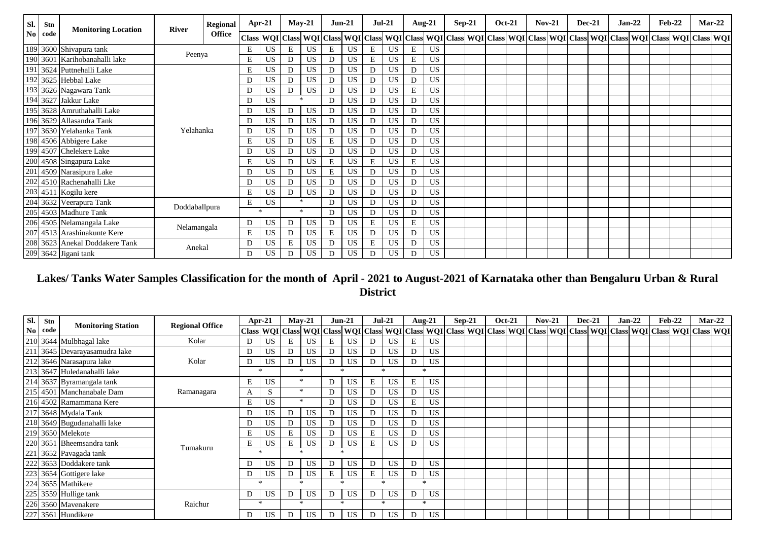| Sl. No | Stn code | Monitoring Location | River | Regional Office | Apr-21 | | May-21 | | Jun-21 | | Jul-21 | | Aug-21 | | Sep-21 | | Oct-21 | | Nov-21 | | Dec-21 | | Jan-22 | | Feb-22 | | Mar-22 | |
|---|---|---|---|---|---|---|---|---|---|---|---|---|---|---|---|---|---|---|---|---|---|---|---|---|---|---|---|---|
| | | | | | Class | WQI | Class | WQI | Class | WQI | Class | WQI | Class | WQI | Class | WQI | Class | WQI | Class | WQI | Class | WQI | Class | WQI | Class | WQI | Class | WQI |
| 189 | 3600 | Shivapura tank | Peenya | | E | US | E | US | E | US | E | US | E | US | | | | | | | | | | | | | | |
| 190 | 3601 | Karihobanahalli lake | Peenya | | E | US | D | US | D | US | E | US | E | US | | | | | | | | | | | | | | |
| 191 | 3624 | Puttnehalli Lake | Yelahanka | | E | US | D | US | D | US | D | US | D | US | | | | | | | | | | | | | | |
| 192 | 3625 | Hebbal Lake | Yelahanka | | D | US | D | US | D | US | D | US | D | US | | | | | | | | | | | | | | |
| 193 | 3626 | Nagawara Tank | Yelahanka | | D | US | D | US | D | US | D | US | E | US | | | | | | | | | | | | | | |
| 194 | 3627 | Jakkur Lake | Yelahanka | | D | US | * | | D | US | D | US | D | US | | | | | | | | | | | | | | |
| 195 | 3628 | Amruthahalli Lake | Yelahanka | | D | US | D | US | D | US | D | US | D | US | | | | | | | | | | | | | | |
| 196 | 3629 | Allasandra Tank | Yelahanka | | D | US | D | US | D | US | D | US | D | US | | | | | | | | | | | | | | |
| 197 | 3630 | Yelahanka Tank | Yelahanka | | D | US | D | US | D | US | D | US | D | US | | | | | | | | | | | | | | |
| 198 | 4506 | Abbigere Lake | Yelahanka | | E | US | D | US | E | US | D | US | D | US | | | | | | | | | | | | | | |
| 199 | 4507 | Chelekere Lake | Yelahanka | | D | US | D | US | D | US | D | US | D | US | | | | | | | | | | | | | | |
| 200 | 4508 | Singapura Lake | Yelahanka | | E | US | D | US | E | US | E | US | E | US | | | | | | | | | | | | | | |
| 201 | 4509 | Narasipura Lake | Yelahanka | | D | US | D | US | E | US | D | US | D | US | | | | | | | | | | | | | | |
| 202 | 4510 | Rachenahalli Lke | Yelahanka | | D | US | D | US | D | US | D | US | D | US | | | | | | | | | | | | | | |
| 203 | 4511 | Kogilu kere | Yelahanka | | E | US | D | US | D | US | D | US | D | US | | | | | | | | | | | | | | |
| 204 | 3632 | Veerapura Tank | Doddaballpura | | E | US | * | | D | US | D | US | D | US | | | | | | | | | | | | | | |
| 205 | 4503 | Madhure Tank | Doddaballpura | | * | | * | | D | US | D | US | D | US | | | | | | | | | | | | | | |
| 206 | 4505 | Nelamangala Lake | Nelamangala | | D | US | D | US | D | US | E | US | E | US | | | | | | | | | | | | | | |
| 207 | 4513 | Arashinakunte Kere | Nelamangala | | E | US | D | US | E | US | D | US | D | US | | | | | | | | | | | | | | |
| 208 | 3623 | Anekal Doddakere Tank | Anekal | | D | US | E | US | D | US | E | US | D | US | | | | | | | | | | | | | | |
| 209 | 3642 | Jigani tank | Anekal | | D | US | D | US | D | US | D | US | D | US | | | | | | | | | | | | | | |

## Lakes/ Tanks Water Samples Classification for the month of April - 2021 to August-2021 of Karnataka other than Bengaluru Urban & Rural District

| Sl. No | Stn code | Monitoring Station | Regional Office | Apr-21 | | May-21 | | Jun-21 | | Jul-21 | | Aug-21 | | Sep-21 | | Oct-21 | | Nov-21 | | Dec-21 | | Jan-22 | | Feb-22 | | Mar-22 | |
|---|---|---|---|---|---|---|---|---|---|---|---|---|---|---|---|---|---|---|---|---|---|---|---|---|---|---|---|
| | | | | Class | WQI | Class | WQI | Class | WQI | Class | WQI | Class | WQI | Class | WQI | Class | WQI | Class | WQI | Class | WQI | Class | WQI | Class | WQI | Class | WQI |
| 210 | 3644 | Mulbhagal lake | Kolar | D | US | E | US | E | US | D | US | E | US | | | | | | | | | | | | | | |
| 211 | 3645 | Devarayasamudra lake | Kolar | D | US | D | US | D | US | D | US | D | US | | | | | | | | | | | | | | |
| 212 | 3646 | Narasapura lake | Kolar | D | US | D | US | D | US | D | US | D | US | | | | | | | | | | | | | | |
| 213 | 3647 | Huledanahalli lake | Kolar | * | | * | | * | | * | | * | | | | | | | | | | | | | | | |
| 214 | 3637 | Byramangala tank | Ramanagara | E | US | * | | D | US | E | US | E | US | | | | | | | | | | | | | | |
| 215 | 4501 | Manchanabale Dam | Ramanagara | A | S | * | | D | US | D | US | D | US | | | | | | | | | | | | | | |
| 216 | 4502 | Ramammana Kere | Ramanagara | E | US | * | | D | US | D | US | E | US | | | | | | | | | | | | | | |
| 217 | 3648 | Mydala Tank | Tumakuru | D | US | D | US | D | US | D | US | D | US | | | | | | | | | | | | | | |
| 218 | 3649 | Bugudanahalli lake | Tumakuru | D | US | D | US | D | US | D | US | D | US | | | | | | | | | | | | | | |
| 219 | 3650 | Melekote | Tumakuru | E | US | E | US | D | US | E | US | D | US | | | | | | | | | | | | | | |
| 220 | 3651 | Bheemsandra tank | Tumakuru | E | US | E | US | D | US | E | US | D | US | | | | | | | | | | | | | | |
| 221 | 3652 | Pavagada tank | Tumakuru | * | | * | | * | | | | | | | | | | | | | | | | | | | |
| 222 | 3653 | Doddakere tank | Tumakuru | D | US | D | US | D | US | D | US | D | US | | | | | | | | | | | | | | |
| 223 | 3654 | Gottigere lake | Tumakuru | D | US | D | US | E | US | E | US | D | US | | | | | | | | | | | | | | |
| 224 | 3655 | Mathikere | Tumakuru | * | | * | | * | | * | | * | | | | | | | | | | | | | | | |
| 225 | 3559 | Hullige tank | Raichur | D | US | D | US | D | US | D | US | D | US | | | | | | | | | | | | | | |
| 226 | 3560 | Mavenakere | Raichur | * | | * | | * | | * | | * | | | | | | | | | | | | | | | |
| 227 | 3561 | Hundikere | Raichur | D | US | D | US | D | US | D | US | D | US | | | | | | | | | | | | | | |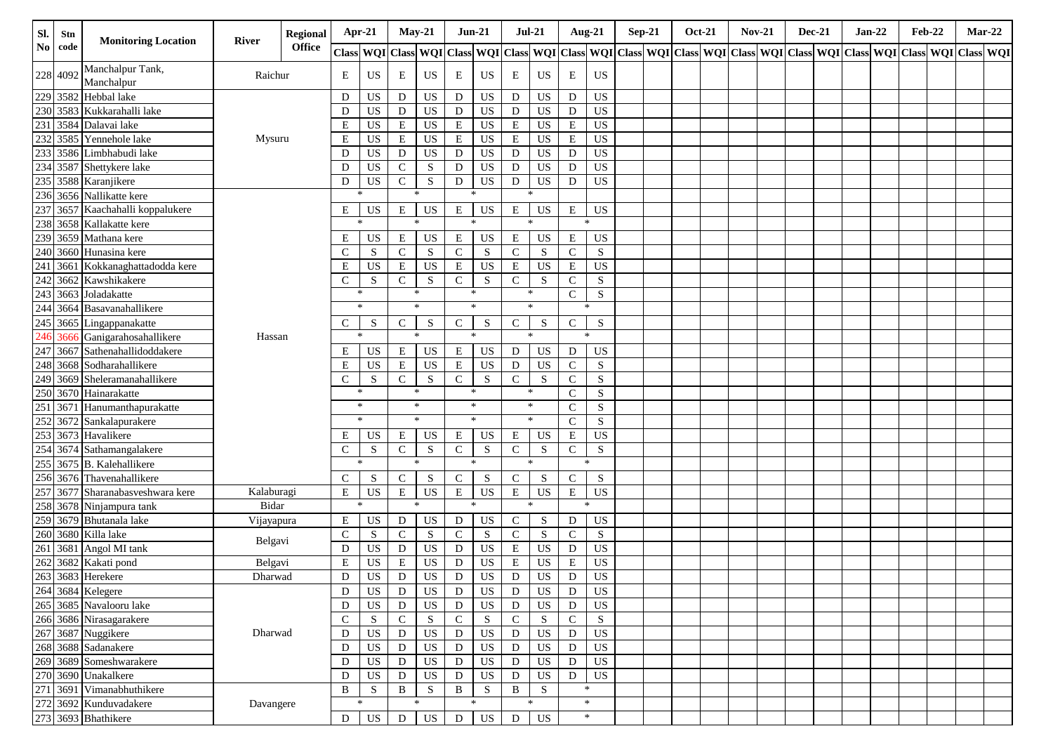| Sl. No | Stn code | Monitoring Location | River | Regional Office | Apr-21 | | May-21 | | Jun-21 | | Jul-21 | | Aug-21 | | Sep-21 | | Oct-21 | | Nov-21 | | Dec-21 | | Jan-22 | | Feb-22 | | Mar-22 | |
|---|---|---|---|---|---|---|---|---|---|---|---|---|---|---|---|---|---|---|---|---|---|---|---|---|---|---|---|---|
| | | | | | Class | WQI | Class | WQI | Class | WQI | Class | WQI | Class | WQI | Class | WQI | Class | WQI | Class | WQI | Class | WQI | Class | WQI | Class | WQI | Class | WQI |
| 228 | 4092 | Manchalpur Tank, Manchalpur | Raichur | | E | US | E | US | E | US | E | US | E | US | | | | | | | | | | | | | | |
| 229 | 3582 | Hebbal lake | Mysuru | | D | US | D | US | D | US | D | US | D | US | | | | | | | | | | | | | | |
| 230 | 3583 | Kukkarahalli lake | Mysuru | | D | US | D | US | D | US | D | US | D | US | | | | | | | | | | | | | | |
| 231 | 3584 | Dalavai lake | Mysuru | | E | US | E | US | E | US | E | US | E | US | | | | | | | | | | | | | | |
| 232 | 3585 | Yennehole lake | Mysuru | | E | US | E | US | E | US | E | US | E | US | | | | | | | | | | | | | | |
| 233 | 3586 | Limbhabudi lake | Mysuru | | D | US | D | US | D | US | D | US | D | US | | | | | | | | | | | | | | |
| 234 | 3587 | Shettykere lake | Mysuru | | D | US | C | S | D | US | D | US | D | US | | | | | | | | | | | | | | |
| 235 | 3588 | Karanjikere | Mysuru | | D | US | C | S | D | US | D | US | D | US | | | | | | | | | | | | | | |
| 236 | 3656 | Nallikatte kere | Hassan | | * | | * | | * | | * | | | | | | | | | | | | | | | | | |
| 237 | 3657 | Kaachahalli koppalukere | Hassan | | E | US | E | US | E | US | E | US | E | US | | | | | | | | | | | | | | |
| 238 | 3658 | Kallakatte kere | Hassan | | * | | * | | * | | * | | * | | | | | | | | | | | | | | | |
| 239 | 3659 | Mathana kere | Hassan | | E | US | E | US | E | US | E | US | E | US | | | | | | | | | | | | | | |
| 240 | 3660 | Hunasina kere | Hassan | | C | S | C | S | C | S | C | S | C | S | | | | | | | | | | | | | | |
| 241 | 3661 | Kokkanaghattadodda kere | Hassan | | E | US | E | US | E | US | E | US | E | US | | | | | | | | | | | | | | |
| 242 | 3662 | Kawshikakere | Hassan | | C | S | C | S | C | S | C | S | C | S | | | | | | | | | | | | | | |
| 243 | 3663 | Joladakatte | Hassan | | * | | * | | * | | * | | C | S | | | | | | | | | | | | | | |
| 244 | 3664 | Basavanahallikere | Hassan | | * | | * | | * | | * | | * | | | | | | | | | | | | | | | |
| 245 | 3665 | Lingappanakatte | Hassan | | C | S | C | S | C | S | C | S | C | S | | | | | | | | | | | | | | |
| 246 | 3666 | Ganigarahosahallikere | Hassan | | * | | * | | * | | * | | * | | | | | | | | | | | | | | | |
| 247 | 3667 | Sathenahallidoddakere | Hassan | | E | US | E | US | E | US | D | US | D | US | | | | | | | | | | | | | | |
| 248 | 3668 | Sodharahallikere | Hassan | | E | US | E | US | E | US | D | US | C | S | | | | | | | | | | | | | | |
| 249 | 3669 | Sheleramanahallikere | Hassan | | C | S | C | S | C | S | C | S | C | S | | | | | | | | | | | | | | |
| 250 | 3670 | Hainarakatte | Hassan | | * | | * | | * | | * | | C | S | | | | | | | | | | | | | | |
| 251 | 3671 | Hanumanthapurakatte | Hassan | | * | | * | | * | | * | | C | S | | | | | | | | | | | | | | |
| 252 | 3672 | Sankalapurakere | Hassan | | * | | * | | * | | * | | C | S | | | | | | | | | | | | | | |
| 253 | 3673 | Havalikere | Hassan | | E | US | E | US | E | US | E | US | E | US | | | | | | | | | | | | | | |
| 254 | 3674 | Sathamangalakere | Hassan | | C | S | C | S | C | S | C | S | C | S | | | | | | | | | | | | | | |
| 255 | 3675 | B. Kalehallikere | Hassan | | * | | * | | * | | * | | * | | | | | | | | | | | | | | | |
| 256 | 3676 | Thavenahallikere | Hassan | | C | S | C | S | C | S | C | S | C | S | | | | | | | | | | | | | | |
| 257 | 3677 | Sharanabasveshwara kere | Kalaburagi | | E | US | E | US | E | US | E | US | E | US | | | | | | | | | | | | | | |
| 258 | 3678 | Ninjampura tank | Bidar | | * | | * | | * | | * | | * | | | | | | | | | | | | | | | |
| 259 | 3679 | Bhutanala lake | Vijayapura | | E | US | D | US | D | US | C | S | D | US | | | | | | | | | | | | | | |
| 260 | 3680 | Killa lake | Belgavi | | C | S | C | S | C | S | C | S | C | S | | | | | | | | | | | | | | |
| 261 | 3681 | Angol MI tank | Belgavi | | D | US | D | US | D | US | E | US | D | US | | | | | | | | | | | | | | |
| 262 | 3682 | Kakati pond | Belgavi | | E | US | E | US | D | US | E | US | E | US | | | | | | | | | | | | | | |
| 263 | 3683 | Herekere | Dharwad | | D | US | D | US | D | US | D | US | D | US | | | | | | | | | | | | | | |
| 264 | 3684 | Kelegere | Dharwad | | D | US | D | US | D | US | D | US | D | US | | | | | | | | | | | | | | |
| 265 | 3685 | Navalooru lake | Dharwad | | D | US | D | US | D | US | D | US | D | US | | | | | | | | | | | | | | |
| 266 | 3686 | Nirasagarakere | Dharwad | | C | S | C | S | C | S | C | S | C | S | | | | | | | | | | | | | | |
| 267 | 3687 | Nuggikere | Dharwad | | D | US | D | US | D | US | D | US | D | US | | | | | | | | | | | | | | |
| 268 | 3688 | Sadanakere | Dharwad | | D | US | D | US | D | US | D | US | D | US | | | | | | | | | | | | | | |
| 269 | 3689 | Someshwarakere | Dharwad | | D | US | D | US | D | US | D | US | D | US | | | | | | | | | | | | | | |
| 270 | 3690 | Unakalkere | Dharwad | | D | US | D | US | D | US | D | US | D | US | | | | | | | | | | | | | | |
| 271 | 3691 | Vimanabhuthikere | Davangere | | B | S | B | S | B | S | B | S | * | | | | | | | | | | | | | | | |
| 272 | 3692 | Kunduvadakere | Davangere | | * | | * | | * | | * | | * | | | | | | | | | | | | | | | |
| 273 | 3693 | Bhathikere | Davangere | | D | US | D | US | D | US | D | US | * | | | | | | | | | | | | | | | |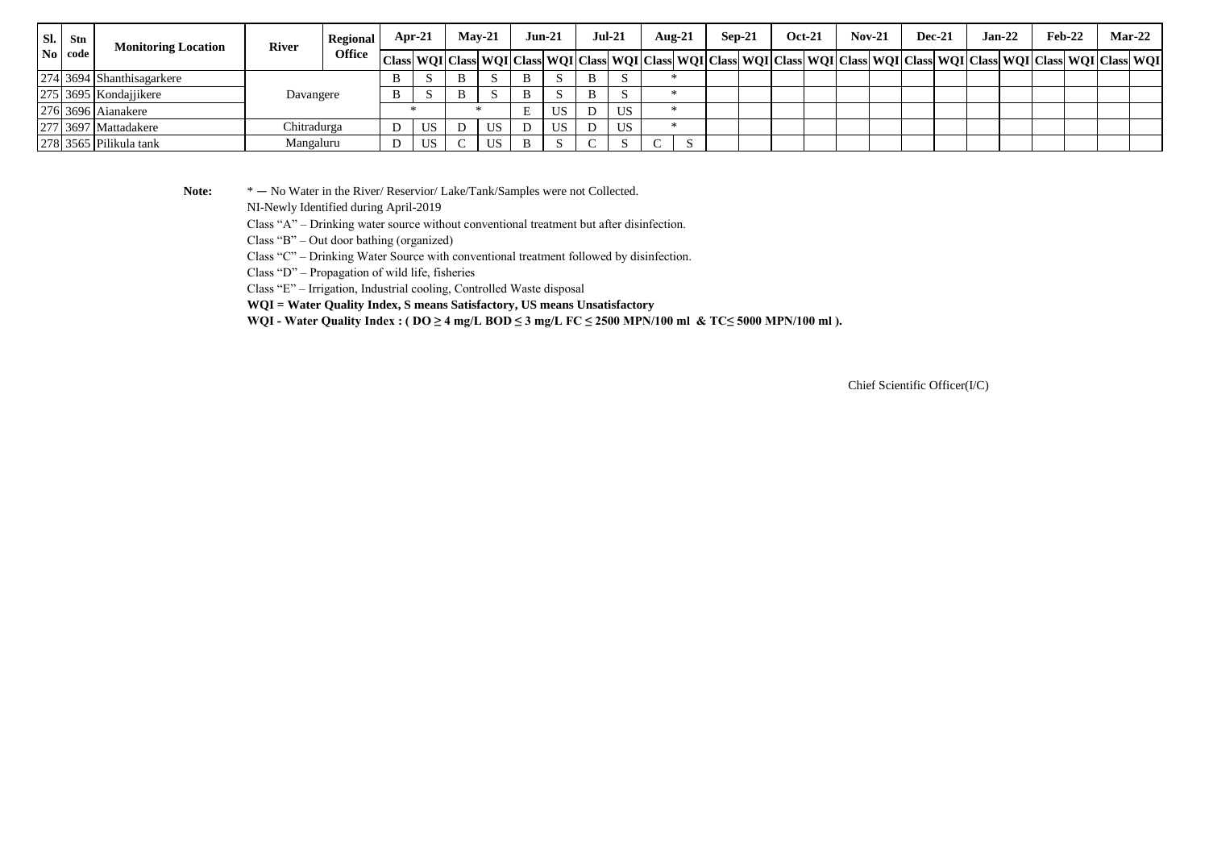| Sl. No | Stn code | Monitoring Location | River | Regional Office | Apr-21 | | May-21 | | Jun-21 | | Jul-21 | | Aug-21 | | Sep-21 | | Oct-21 | | Nov-21 | | Dec-21 | | Jan-22 | | Feb-22 | | Mar-22 | |
|---|---|---|---|---|---|---|---|---|---|---|---|---|---|---|---|---|---|---|---|---|---|---|---|---|---|---|---|---|
| | | | | | Class | WQI | Class | WQI | Class | WQI | Class | WQI | Class | WQI | Class | WQI | Class | WQI | Class | WQI | Class | WQI | Class | WQI | Class | WQI | Class | WQI |
| 274 | 3694 | Shanthisagarkere | Davangere | | B | S | B | S | B | S | B | S | * | | | | | | | | | | | | | | | |
| 275 | 3695 | Kondajjikere | Davangere | | B | S | B | S | B | S | B | S | * | | | | | | | | | | | | | | | |
| 276 | 3696 | Aianakere | Davangere | | * | | * | | E | US | D | US | * | | | | | | | | | | | | | | | |
| 277 | 3697 | Mattadakere | Chitradurga | | D | US | D | US | D | US | D | US | * | | | | | | | | | | | | | | | |
| 278 | 3565 | Pilikula tank | Mangaluru | | D | US | C | US | B | S | C | S | C | S | | | | | | | | | | | | | | |

**Note:** * — No Water in the River/ Reservior/ Lake/Tank/Samples were not Collected.

NI-Newly Identified during April-2019

Class "A" – Drinking water source without conventional treatment but after disinfection.

Class "B" – Out door bathing (organized)

Class "C" – Drinking Water Source with conventional treatment followed by disinfection.

Class "D" – Propagation of wild life, fisheries

Class "E" – Irrigation, Industrial cooling, Controlled Waste disposal

**WQI = Water Quality Index, S means Satisfactory, US means Unsatisfactory**

**WQI - Water Quality Index : ( DO ≥ 4 mg/L BOD ≤ 3 mg/L FC ≤ 2500 MPN/100 ml & TC≤ 5000 MPN/100 ml ).**

Chief Scientific Officer(I/C)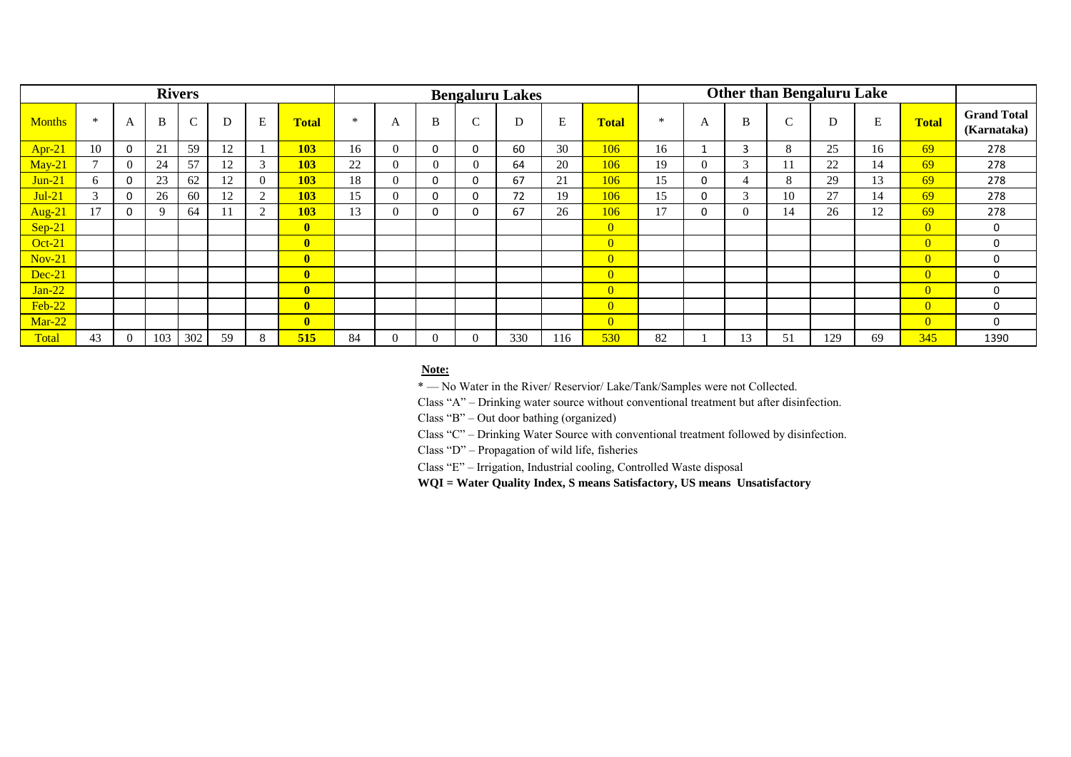| | Rivers | | | | | | | Bengaluru Lakes | | | | | | | Other than Bengaluru Lake | | | | | | | |
|---|---|---|---|---|---|---|---|---|---|---|---|---|---|---|---|---|---|---|---|---|---|---|
| Months | * | A | B | C | D | E | **Total** | * | A | B | C | D | E | **Total** | * | A | B | C | D | E | **Total** | **Grand Total (Karnataka)** |
| Apr-21 | 10 | 0 | 21 | 59 | 12 | 1 | **103** | 16 | 0 | 0 | 0 | 60 | 30 | 106 | 16 | 1 | 3 | 8 | 25 | 16 | 69 | 278 |
| May-21 | 7 | 0 | 24 | 57 | 12 | 3 | **103** | 22 | 0 | 0 | 0 | 64 | 20 | 106 | 19 | 0 | 3 | 11 | 22 | 14 | 69 | 278 |
| Jun-21 | 6 | 0 | 23 | 62 | 12 | 0 | **103** | 18 | 0 | 0 | 0 | 67 | 21 | 106 | 15 | 0 | 4 | 8 | 29 | 13 | 69 | 278 |
| Jul-21 | 3 | 0 | 26 | 60 | 12 | 2 | **103** | 15 | 0 | 0 | 0 | 72 | 19 | 106 | 15 | 0 | 3 | 10 | 27 | 14 | 69 | 278 |
| Aug-21 | 17 | 0 | 9 | 64 | 11 | 2 | **103** | 13 | 0 | 0 | 0 | 67 | 26 | 106 | 17 | 0 | 0 | 14 | 26 | 12 | 69 | 278 |
| Sep-21 | | | | | | | **0** | | | | | | | 0 | | | | | | | 0 | 0 |
| Oct-21 | | | | | | | **0** | | | | | | | 0 | | | | | | | 0 | 0 |
| Nov-21 | | | | | | | **0** | | | | | | | 0 | | | | | | | 0 | 0 |
| Dec-21 | | | | | | | **0** | | | | | | | 0 | | | | | | | 0 | 0 |
| Jan-22 | | | | | | | **0** | | | | | | | 0 | | | | | | | 0 | 0 |
| Feb-22 | | | | | | | **0** | | | | | | | 0 | | | | | | | 0 | 0 |
| Mar-22 | | | | | | | **0** | | | | | | | 0 | | | | | | | 0 | 0 |
| Total | 43 | 0 | 103 | 302 | 59 | 8 | **515** | 84 | 0 | 0 | 0 | 330 | 116 | 530 | 82 | 1 | 13 | 51 | 129 | 69 | 345 | 1390 |

**Note:**

* — No Water in the River/ Reservior/ Lake/Tank/Samples were not Collected.

Class "A" – Drinking water source without conventional treatment but after disinfection.

Class "B" – Out door bathing (organized)

Class "C" – Drinking Water Source with conventional treatment followed by disinfection.

Class "D" – Propagation of wild life, fisheries

Class "E" – Irrigation, Industrial cooling, Controlled Waste disposal

**WQI = Water Quality Index, S means Satisfactory, US means Unsatisfactory**